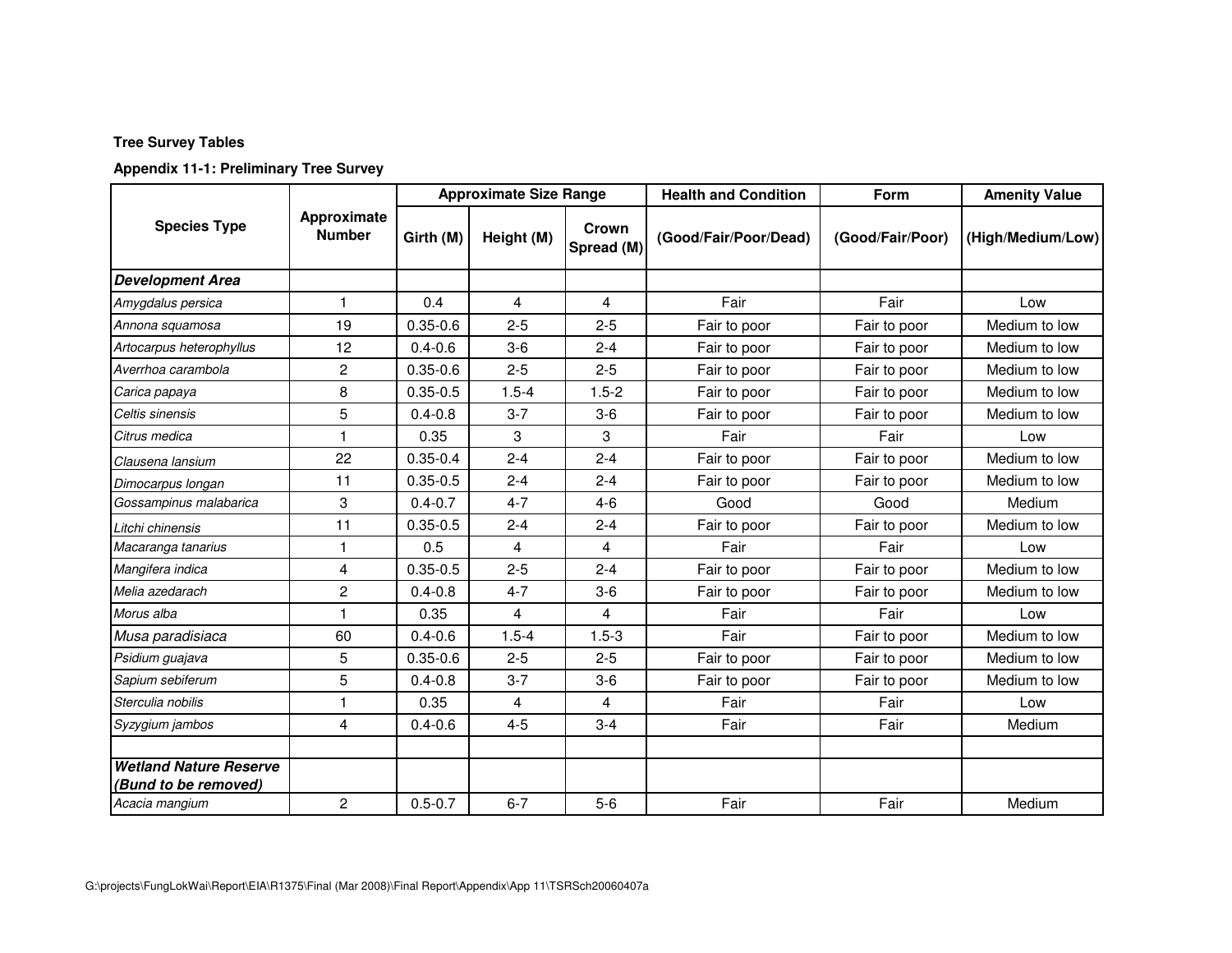**Tree Survey Tables**

**Appendix 11-1: Preliminary Tree Survey**

| Species Type | Approximate Number | Approximate Size Range | | | Health and Condition | Form | Amenity Value |
|---|---|---|---|---|---|---|---|
| | | Girth (M) | Height (M) | Crown Spread (M) | (Good/Fair/Poor/Dead) | (Good/Fair/Poor) | (High/Medium/Low) |
| ***Development Area*** | | | | | | | |
| *Amygdalus persica* | 1 | 0.4 | 4 | 4 | Fair | Fair | Low |
| *Annona squamosa* | 19 | 0.35-0.6 | 2-5 | 2-5 | Fair to poor | Fair to poor | Medium to low |
| *Artocarpus heterophyllus* | 12 | 0.4-0.6 | 3-6 | 2-4 | Fair to poor | Fair to poor | Medium to low |
| *Averrhoa carambola* | 2 | 0.35-0.6 | 2-5 | 2-5 | Fair to poor | Fair to poor | Medium to low |
| *Carica papaya* | 8 | 0.35-0.5 | 1.5-4 | 1.5-2 | Fair to poor | Fair to poor | Medium to low |
| *Celtis sinensis* | 5 | 0.4-0.8 | 3-7 | 3-6 | Fair to poor | Fair to poor | Medium to low |
| *Citrus medica* | 1 | 0.35 | 3 | 3 | Fair | Fair | Low |
| *Clausena lansium* | 22 | 0.35-0.4 | 2-4 | 2-4 | Fair to poor | Fair to poor | Medium to low |
| *Dimocarpus longan* | 11 | 0.35-0.5 | 2-4 | 2-4 | Fair to poor | Fair to poor | Medium to low |
| *Gossampinus malabarica* | 3 | 0.4-0.7 | 4-7 | 4-6 | Good | Good | Medium |
| *Litchi chinensis* | 11 | 0.35-0.5 | 2-4 | 2-4 | Fair to poor | Fair to poor | Medium to low |
| *Macaranga tanarius* | 1 | 0.5 | 4 | 4 | Fair | Fair | Low |
| *Mangifera indica* | 4 | 0.35-0.5 | 2-5 | 2-4 | Fair to poor | Fair to poor | Medium to low |
| *Melia azedarach* | 2 | 0.4-0.8 | 4-7 | 3-6 | Fair to poor | Fair to poor | Medium to low |
| *Morus alba* | 1 | 0.35 | 4 | 4 | Fair | Fair | Low |
| *Musa paradisiaca* | 60 | 0.4-0.6 | 1.5-4 | 1.5-3 | Fair | Fair to poor | Medium to low |
| *Psidium guajava* | 5 | 0.35-0.6 | 2-5 | 2-5 | Fair to poor | Fair to poor | Medium to low |
| *Sapium sebiferum* | 5 | 0.4-0.8 | 3-7 | 3-6 | Fair to poor | Fair to poor | Medium to low |
| *Sterculia nobilis* | 1 | 0.35 | 4 | 4 | Fair | Fair | Low |
| *Syzygium jambos* | 4 | 0.4-0.6 | 4-5 | 3-4 | Fair | Fair | Medium |
| | | | | | | | |
| ***Wetland Nature Reserve (Bund to be removed)*** | | | | | | | |
| *Acacia mangium* | 2 | 0.5-0.7 | 6-7 | 5-6 | Fair | Fair | Medium |

G:\projects\FungLokWai\Report\EIA\R1375\Final (Mar 2008)\Final Report\Appendix\App 11\TSRSch20060407a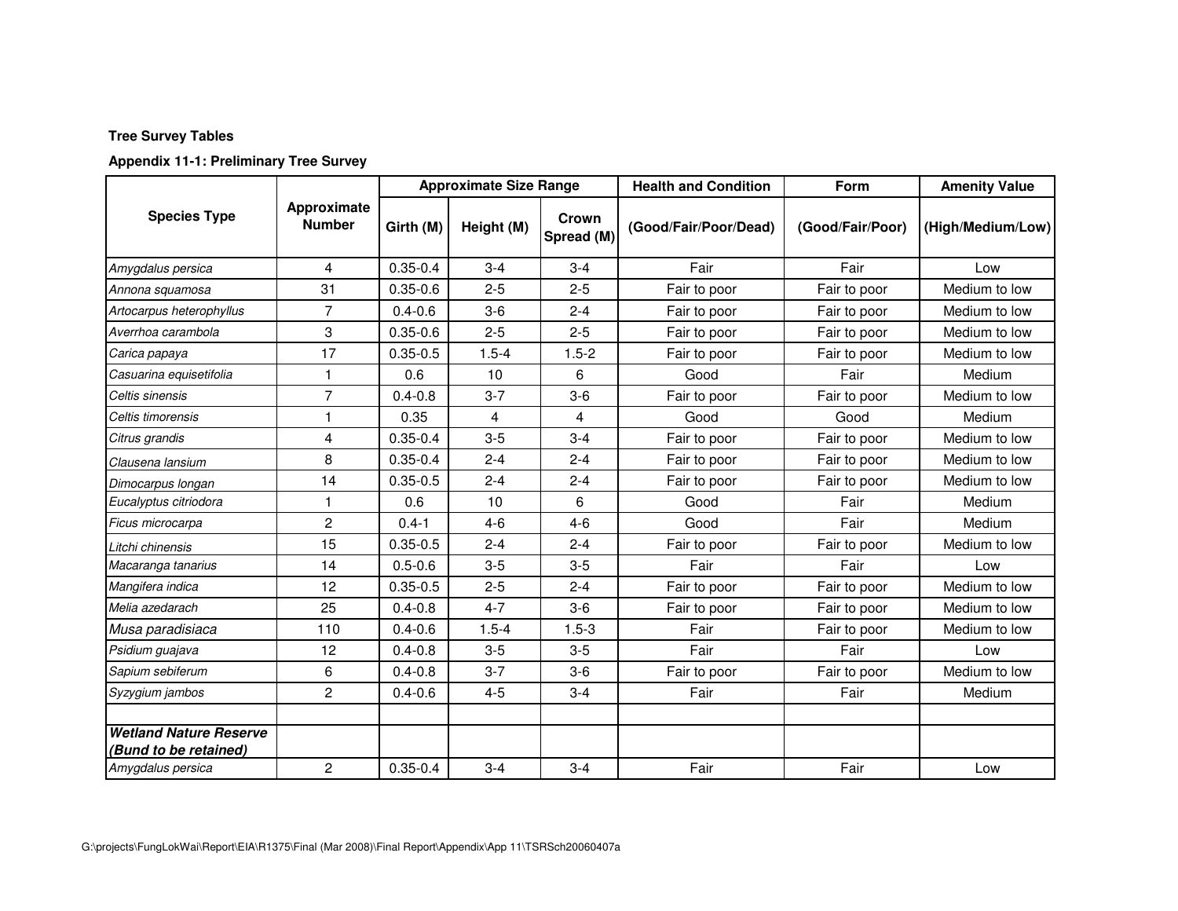**Tree Survey Tables**

**Appendix 11-1: Preliminary Tree Survey**

| Species Type | Approximate Number | Approximate Size Range | | | Health and Condition | Form | Amenity Value |
|---|---|---|---|---|---|---|---|
| | | Girth (M) | Height (M) | Crown Spread (M) | (Good/Fair/Poor/Dead) | (Good/Fair/Poor) | (High/Medium/Low) |
| *Amygdalus persica* | 4 | 0.35-0.4 | 3-4 | 3-4 | Fair | Fair | Low |
| *Annona squamosa* | 31 | 0.35-0.6 | 2-5 | 2-5 | Fair to poor | Fair to poor | Medium to low |
| *Artocarpus heterophyllus* | 7 | 0.4-0.6 | 3-6 | 2-4 | Fair to poor | Fair to poor | Medium to low |
| *Averrhoa carambola* | 3 | 0.35-0.6 | 2-5 | 2-5 | Fair to poor | Fair to poor | Medium to low |
| *Carica papaya* | 17 | 0.35-0.5 | 1.5-4 | 1.5-2 | Fair to poor | Fair to poor | Medium to low |
| *Casuarina equisetifolia* | 1 | 0.6 | 10 | 6 | Good | Fair | Medium |
| *Celtis sinensis* | 7 | 0.4-0.8 | 3-7 | 3-6 | Fair to poor | Fair to poor | Medium to low |
| *Celtis timorensis* | 1 | 0.35 | 4 | 4 | Good | Good | Medium |
| *Citrus grandis* | 4 | 0.35-0.4 | 3-5 | 3-4 | Fair to poor | Fair to poor | Medium to low |
| *Clausena lansium* | 8 | 0.35-0.4 | 2-4 | 2-4 | Fair to poor | Fair to poor | Medium to low |
| *Dimocarpus longan* | 14 | 0.35-0.5 | 2-4 | 2-4 | Fair to poor | Fair to poor | Medium to low |
| *Eucalyptus citriodora* | 1 | 0.6 | 10 | 6 | Good | Fair | Medium |
| *Ficus microcarpa* | 2 | 0.4-1 | 4-6 | 4-6 | Good | Fair | Medium |
| *Litchi chinensis* | 15 | 0.35-0.5 | 2-4 | 2-4 | Fair to poor | Fair to poor | Medium to low |
| *Macaranga tanarius* | 14 | 0.5-0.6 | 3-5 | 3-5 | Fair | Fair | Low |
| *Mangifera indica* | 12 | 0.35-0.5 | 2-5 | 2-4 | Fair to poor | Fair to poor | Medium to low |
| *Melia azedarach* | 25 | 0.4-0.8 | 4-7 | 3-6 | Fair to poor | Fair to poor | Medium to low |
| *Musa paradisiaca* | 110 | 0.4-0.6 | 1.5-4 | 1.5-3 | Fair | Fair to poor | Medium to low |
| *Psidium guajava* | 12 | 0.4-0.8 | 3-5 | 3-5 | Fair | Fair | Low |
| *Sapium sebiferum* | 6 | 0.4-0.8 | 3-7 | 3-6 | Fair to poor | Fair to poor | Medium to low |
| *Syzygium jambos* | 2 | 0.4-0.6 | 4-5 | 3-4 | Fair | Fair | Medium |
| | | | | | | | |
| ***Wetland Nature Reserve (Bund to be retained)*** | | | | | | | |
| *Amygdalus persica* | 2 | 0.35-0.4 | 3-4 | 3-4 | Fair | Fair | Low |

G:\projects\FungLokWai\Report\EIA\R1375\Final (Mar 2008)\Final Report\Appendix\App 11\TSRSch20060407a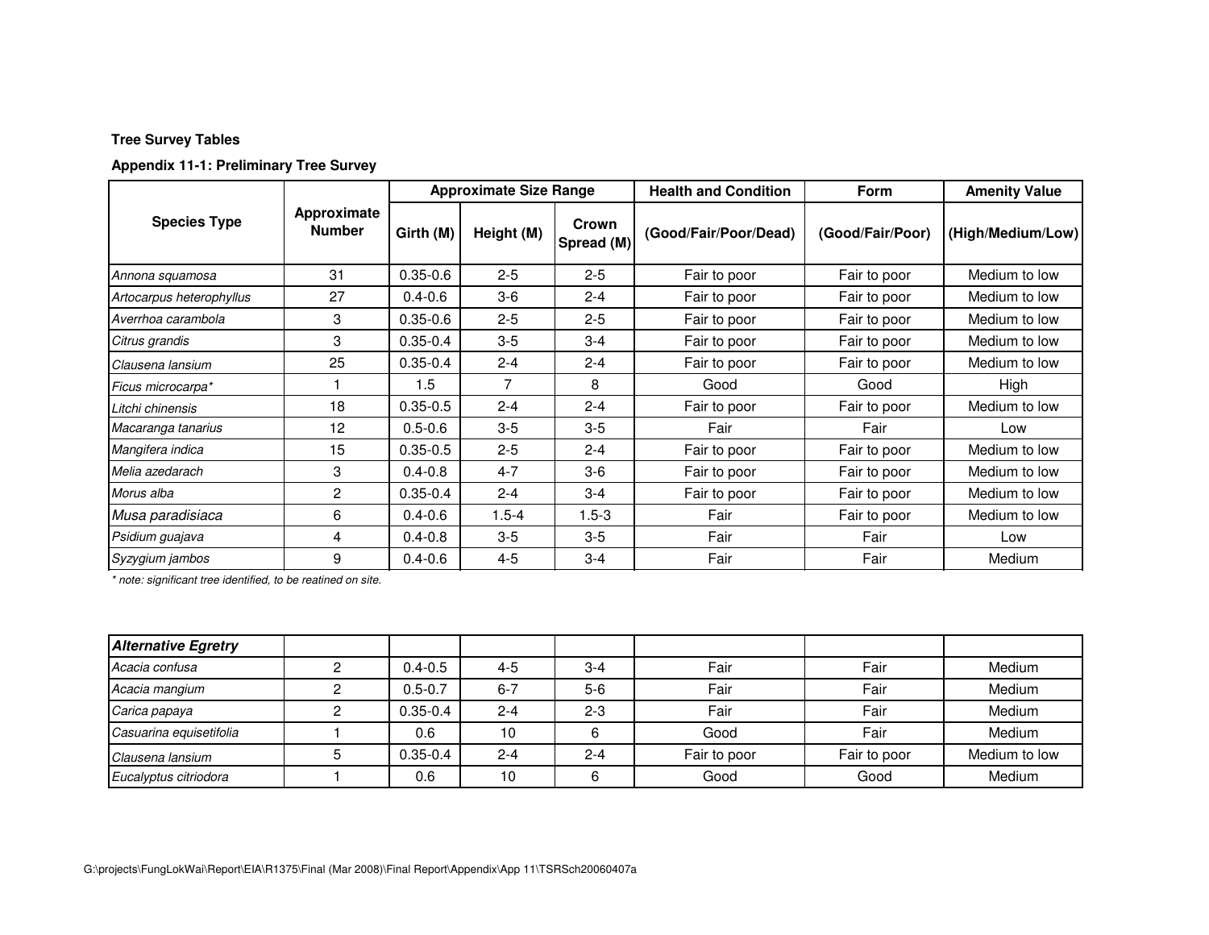**Tree Survey Tables**

**Appendix 11-1: Preliminary Tree Survey**

| Species Type | Approximate Number | Approximate Size Range | | | Health and Condition | Form | Amenity Value |
|---|---|---|---|---|---|---|---|
| | | Girth (M) | Height (M) | Crown Spread (M) | (Good/Fair/Poor/Dead) | (Good/Fair/Poor) | (High/Medium/Low) |
| *Annona squamosa* | 31 | 0.35-0.6 | 2-5 | 2-5 | Fair to poor | Fair to poor | Medium to low |
| *Artocarpus heterophyllus* | 27 | 0.4-0.6 | 3-6 | 2-4 | Fair to poor | Fair to poor | Medium to low |
| *Averrhoa carambola* | 3 | 0.35-0.6 | 2-5 | 2-5 | Fair to poor | Fair to poor | Medium to low |
| *Citrus grandis* | 3 | 0.35-0.4 | 3-5 | 3-4 | Fair to poor | Fair to poor | Medium to low |
| *Clausena lansium* | 25 | 0.35-0.4 | 2-4 | 2-4 | Fair to poor | Fair to poor | Medium to low |
| *Ficus microcarpa** | 1 | 1.5 | 7 | 8 | Good | Good | High |
| *Litchi chinensis* | 18 | 0.35-0.5 | 2-4 | 2-4 | Fair to poor | Fair to poor | Medium to low |
| *Macaranga tanarius* | 12 | 0.5-0.6 | 3-5 | 3-5 | Fair | Fair | Low |
| *Mangifera indica* | 15 | 0.35-0.5 | 2-5 | 2-4 | Fair to poor | Fair to poor | Medium to low |
| *Melia azedarach* | 3 | 0.4-0.8 | 4-7 | 3-6 | Fair to poor | Fair to poor | Medium to low |
| *Morus alba* | 2 | 0.35-0.4 | 2-4 | 3-4 | Fair to poor | Fair to poor | Medium to low |
| *Musa paradisiaca* | 6 | 0.4-0.6 | 1.5-4 | 1.5-3 | Fair | Fair to poor | Medium to low |
| *Psidium guajava* | 4 | 0.4-0.8 | 3-5 | 3-5 | Fair | Fair | Low |
| *Syzygium jambos* | 9 | 0.4-0.6 | 4-5 | 3-4 | Fair | Fair | Medium |

*\* note: significant tree identified, to be reatined on site.*

| ***Alternative Egretry*** | | | | | | | |
|---|---|---|---|---|---|---|---|
| *Acacia confusa* | 2 | 0.4-0.5 | 4-5 | 3-4 | Fair | Fair | Medium |
| *Acacia mangium* | 2 | 0.5-0.7 | 6-7 | 5-6 | Fair | Fair | Medium |
| *Carica papaya* | 2 | 0.35-0.4 | 2-4 | 2-3 | Fair | Fair | Medium |
| *Casuarina equisetifolia* | 1 | 0.6 | 10 | 6 | Good | Fair | Medium |
| *Clausena lansium* | 5 | 0.35-0.4 | 2-4 | 2-4 | Fair to poor | Fair to poor | Medium to low |
| *Eucalyptus citriodora* | 1 | 0.6 | 10 | 6 | Good | Good | Medium |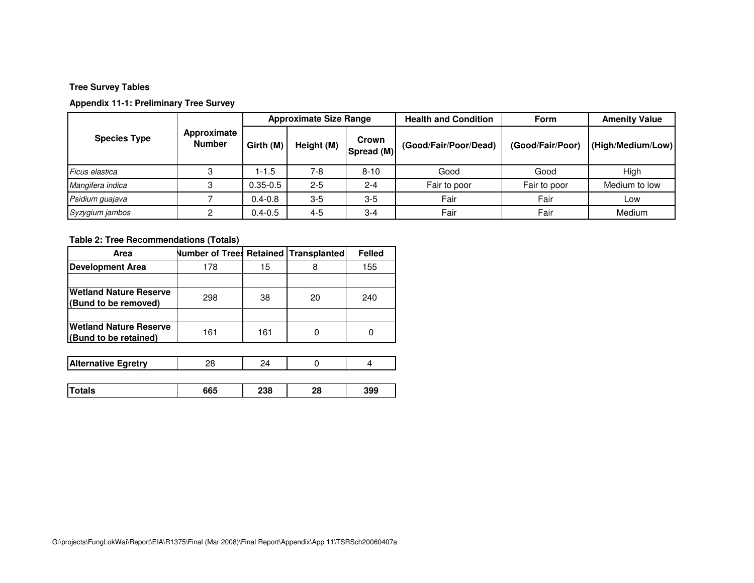**Tree Survey Tables**

**Appendix 11-1: Preliminary Tree Survey**

| Species Type | Approximate Number | Approximate Size Range | | | Health and Condition | Form | Amenity Value |
|---|---|---|---|---|---|---|---|
| | | Girth (M) | Height (M) | Crown Spread (M) | (Good/Fair/Poor/Dead) | (Good/Fair/Poor) | (High/Medium/Low) |
| *Ficus elastica* | 3 | 1-1.5 | 7-8 | 8-10 | Good | Good | High |
| *Mangifera indica* | 3 | 0.35-0.5 | 2-5 | 2-4 | Fair to poor | Fair to poor | Medium to low |
| *Psidium guajava* | 7 | 0.4-0.8 | 3-5 | 3-5 | Fair | Fair | Low |
| *Syzygium jambos* | 2 | 0.4-0.5 | 4-5 | 3-4 | Fair | Fair | Medium |

**Table 2: Tree Recommendations (Totals)**

| Area | Number of Trees | Retained | Transplanted | Felled |
|---|---|---|---|---|
| **Development Area** | 178 | 15 | 8 | 155 |
| | | | | |
| **Wetland Nature Reserve (Bund to be removed)** | 298 | 38 | 20 | 240 |
| | | | | |
| **Wetland Nature Reserve (Bund to be retained)** | 161 | 161 | 0 | 0 |
| **Alternative Egretry** | 28 | 24 | 0 | 4 |
| **Totals** | **665** | **238** | **28** | **399** |

G:\projects\FungLokWai\Report\EIA\R1375\Final (Mar 2008)\Final Report\Appendix\App 11\TSRSch20060407a